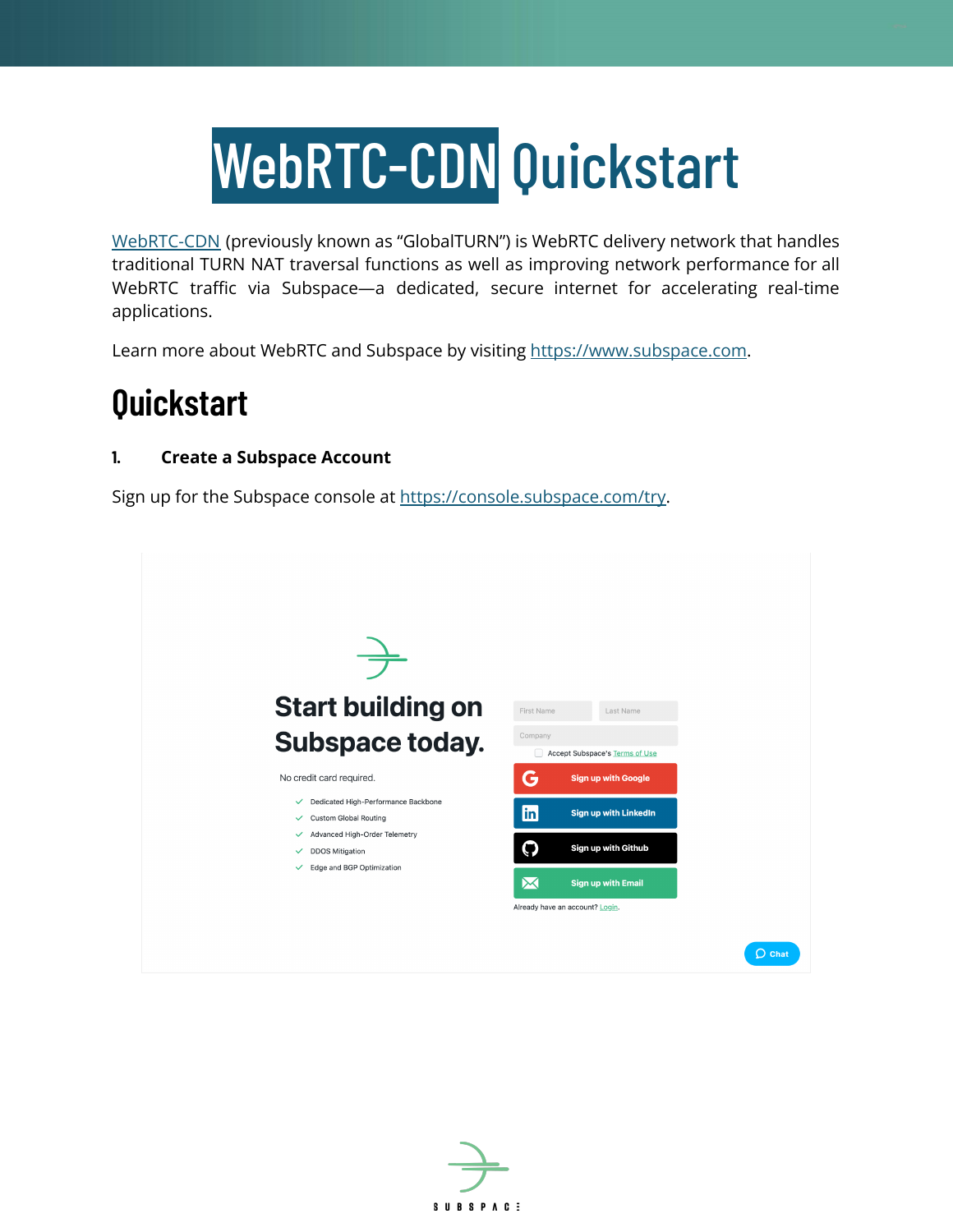# WebRTC-CDN Quickstart

WebRTC-CDN (previously known as "GlobalTURN") is WebRTC delivery network that handles traditional TURN NAT traversal functions as well as improving network performance for all WebRTC traffic via Subspace—a dedicated, secure internet for accelerating real-time applications.

Learn more about WebRTC and Subspace by visiting https://www.subspace.com.

## Quickstart

### 1. Create a Subspace Account

Sign up for the Subspace console at https://console.subspace.com/try.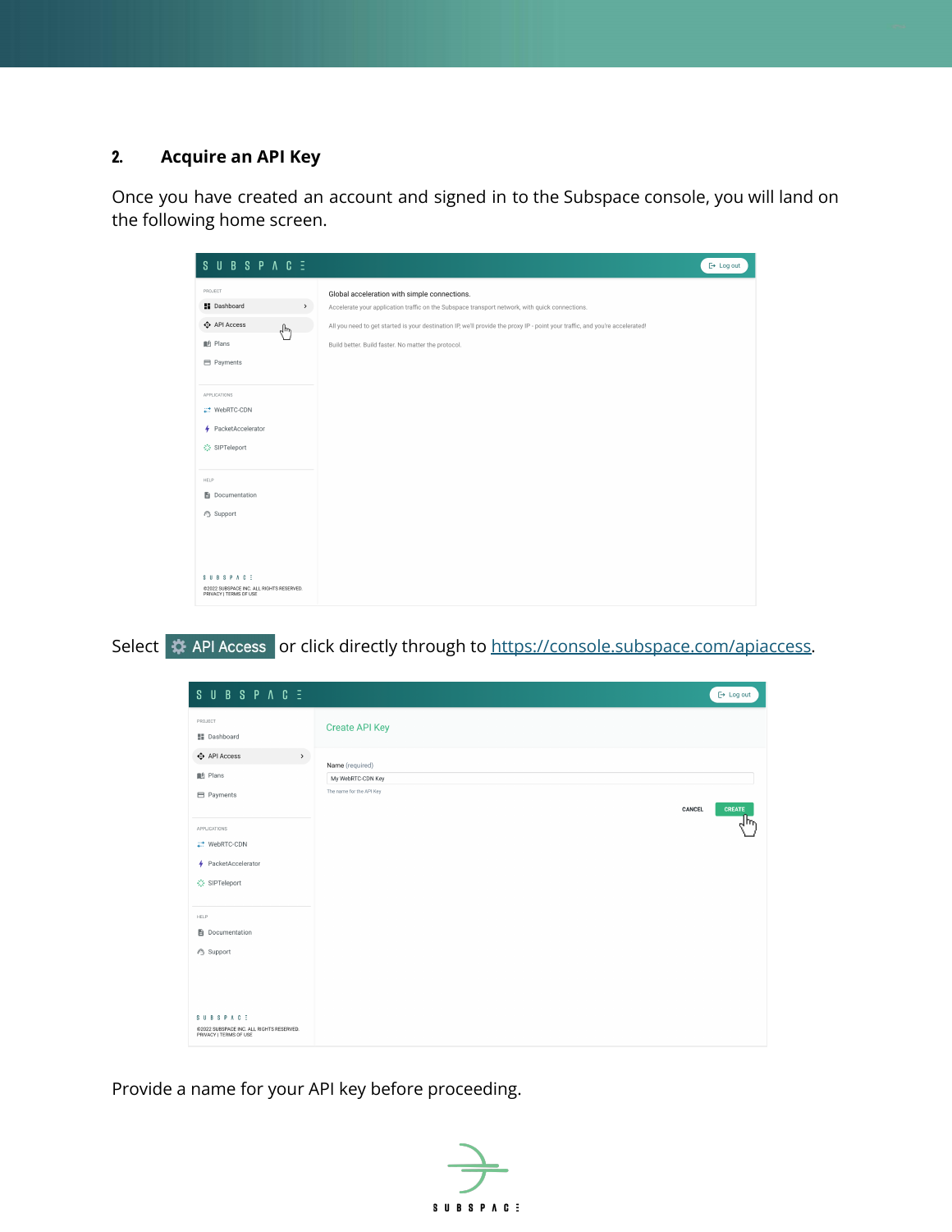## 2. Acquire an API Key

Once you have created an account and signed in to the Subspace console, you will land on the following home screen.

Select API Access or click directly through to https://console.subspace.com/apiaccess.

Provide a name for your API key before proceeding.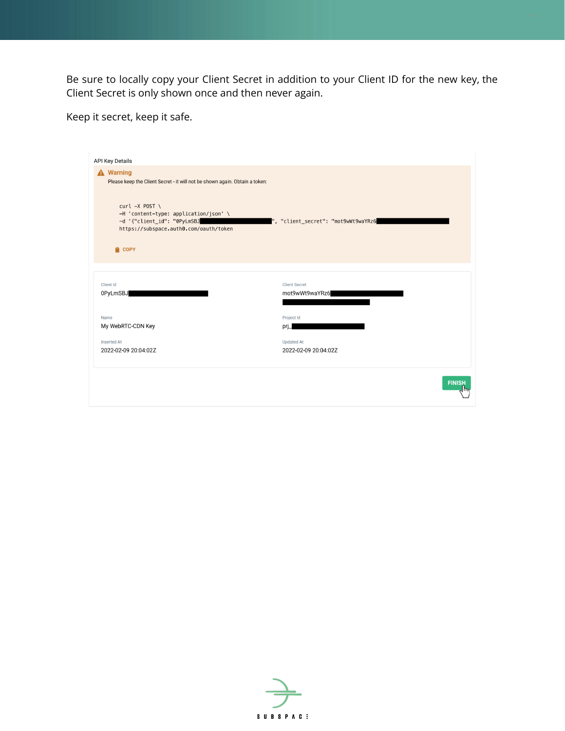Be sure to locally copy your Client Secret in addition to your Client ID for the new key, the Client Secret is only shown once and then never again.

Keep it secret, keep it safe.

API Key Details

**Warning**

Please keep the Client Secret - it will not be shown again. Obtain a token:

```
curl -X POST \
-H 'content-type: application/json' \
-d '{"client_id": "0PyLmSBJ█████████████████", "client_secret": "mot9wWt9waYRz6█████████████████"
https://subspace.auth0.com/oauth/token
```

COPY

Client Id
0PyLmSBJ█████████████████

Client Secret
mot9wWt9waYRz6█████████████████

Name
My WebRTC-CDN Key

Project Id
prj_█████████████████

Inserted At
2022-02-09 20:04:02Z

Updated At
2022-02-09 20:04:02Z

FINISH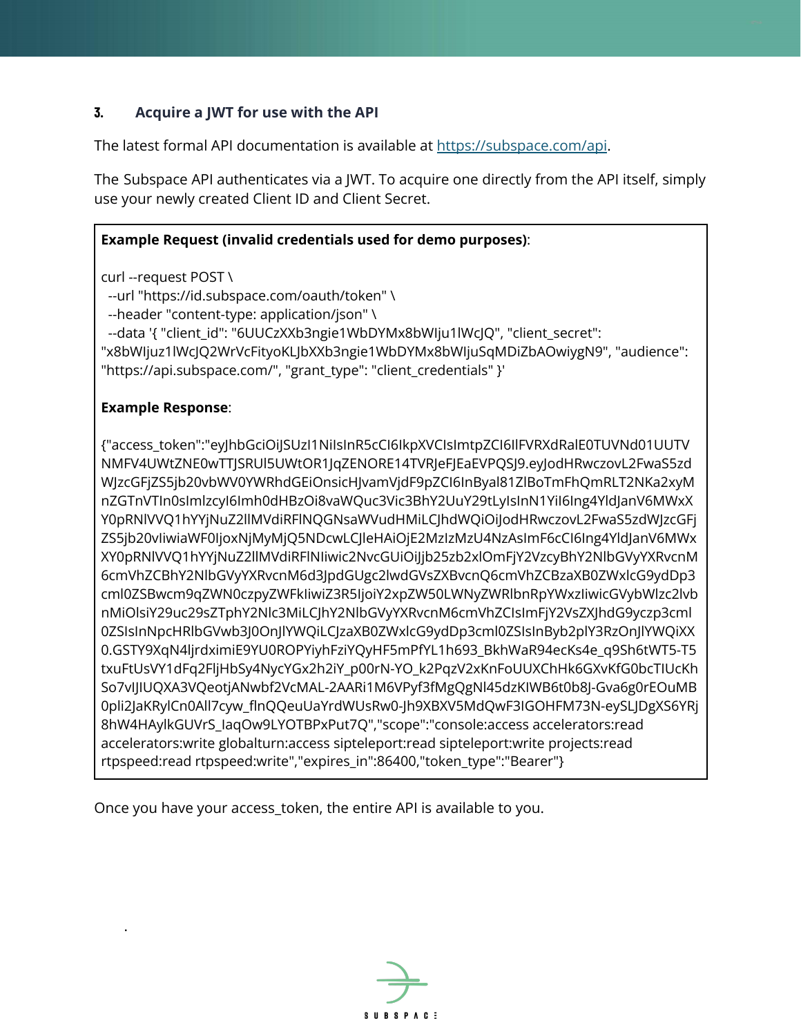### 3. Acquire a JWT for use with the API

The latest formal API documentation is available at [https://subspace.com/api](https://subspace.com/api).

The Subspace API authenticates via a JWT. To acquire one directly from the API itself, simply use your newly created Client ID and Client Secret.

**Example Request (invalid credentials used for demo purposes)**:

```
curl --request POST \
  --url "https://id.subspace.com/oauth/token" \
  --header "content-type: application/json" \
  --data '{ "client_id": "6UUCzXXb3ngie1WbDYMx8bWIju1lWcJQ", "client_secret": "x8bWIjuz1lWcJQ2WrVcFityoKLJbXXb3ngie1WbDYMx8bWIjuSqMDiZbAOwiygN9", "audience": "https://api.subspace.com/", "grant_type": "client_credentials" }'
```

**Example Response**:

```
{"access_token":"eyJhbGciOiJSUzI1NiIsInR5cCI6IkpXVCIsImtpZCI6IlFVRXdRalE0TUVNd01UUTVNMFV4UWtZNE0wTTJSRUl5UWtOR1JqZENORE14TVRJeFJEaEVPQSJ9.eyJodHRwczovL2FwaS5zdWJzcGFjZS5jb20vbWV0YWRhdGEiOnsicHJvamVjdF9pZCI6InByal81ZlBoTmFhQmRLT2NKa2xyMnZGTnVTIn0sImlzcyI6Imh0dHBzOi8vaWQuc3Vic3BhY2UuY29tLyIsInN1YiI6Ing4YldJanV6MWxXY0pRNlVVQ1hYYjNuZ2llMVdiRFlNQGNsaWVudHMiLCJhdWQiOiJodHRwczovL2FwaS5zdWJzcGFjZS5jb20vIiwiaWF0IjoxNjMyMjQ5NDcwLCJleHAiOjE2MzIzMzU4NzAsImF6cCI6Ing4YldJanV6MWxXY0pRNlVVQ1hYYjNuZ2llMVdiRFlNIiwic2NvcGUiOiJjb25zb2xlOmFjY2VzcyBhY2NlbGVyYXRvcnM6cmVhZCBhY2NlbGVyYXRvcnM6d3JpdGUgc2lwdGVsZXBvcnQ6cmVhZCBzaXB0ZWxlcG9ydDp3cml0ZSBwcm9qZWN0czpyZWFkIiwiZ3R5IjoiY2xpZW50LWNyZWRlbnRpYWxzIiwicGVybWlzc2lvbnMiOlsiY29uc29sZTphY2Nlc3MiLCJhY2NlbGVyYXRvcnM6cmVhZCIsImFjY2VsZXJhdG9yczp3cml0ZSIsInNpcHRlbGVwb3J0OnJlYWQiLCJzaXB0ZWxlcG9ydDp3cml0ZSIsInByb2plY3RzOnJlYWQiXX0.GSTY9XqN4ljrdximiE9YU0ROPYiyhFziYQyHF5mPfYL1h693_BkhWaR94ecKs4e_q9Sh6tWT5-T5txuFtUsVY1dFq2FljHbSy4NycYGx2h2iY_p00rN-YO_k2PqzV2xKnFoUUXChHk6GXvKfG0bcTIUcKhSo7vIJIUQXA3VQeotjANwbf2VcMAL-2AARi1M6VPyf3fMgQgNl45dzKIWB6t0b8J-Gva6g0rEOuMB0pli2JaKRylCn0All7cyw_flnQQeuUaYrdWUsRw0-Jh9XBXV5MdQwF3IGOHFM73N-eySLJDgXS6YRj8hW4HAylkGUVrS_IaqOw9LYOTBPxPut7Q","scope":"console:access accelerators:read accelerators:write globalturn:access sipteleport:read sipteleport:write projects:read rtpspeed:read rtpspeed:write","expires_in":86400,"token_type":"Bearer"}
```

Once you have your access_token, the entire API is available to you.

.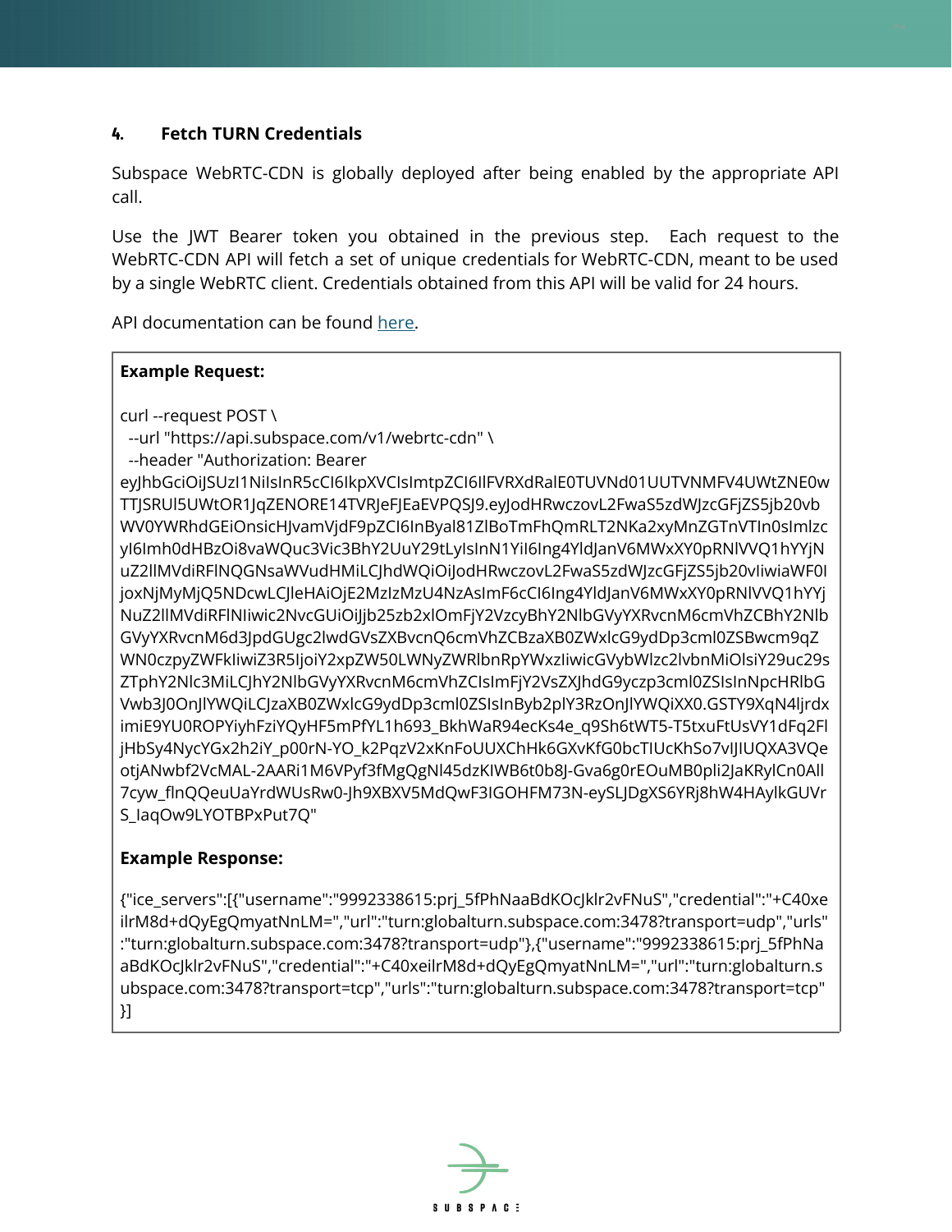### 4. Fetch TURN Credentials

Subspace WebRTC-CDN is globally deployed after being enabled by the appropriate API call.

Use the JWT Bearer token you obtained in the previous step. Each request to the WebRTC-CDN API will fetch a set of unique credentials for WebRTC-CDN, meant to be used by a single WebRTC client. Credentials obtained from this API will be valid for 24 hours.

API documentation can be found here.

**Example Request:**

```
curl --request POST \
  --url "https://api.subspace.com/v1/webrtc-cdn" \
  --header "Authorization: Bearer
eyJhbGciOiJSUzI1NiIsInR5cCI6IkpXVCIsImtpZCI6IlFVRXdRalE0TUVNd01UUTVNMFV4UWtZNE0wTTJSRUl5UWtOR1JqZENORE14TVRJeFJEaEVPQSJ9.eyJodHRwczovL2FwaS5zdWJzcGFjZS5jb20vbWV0YWRhdGEiOnsicHJvamVjdF9pZCI6InByal81ZlBoTmFhQmRLT2NKa2xyMnZGTnVTIn0sImlzcyI6Imh0dHBzOi8vaWQuc3Vic3BhY2UuY29tLyIsInN1YiI6Ing4YldJanV6MWxXY0pRNlVVQ1hYYjNuZ2llMVdiRFlNQGNsaWVudHMiLCJhdWQiOiJodHRwczovL2FwaS5zdWJzcGFjZS5jb20vIiwiaWF0IjoxNjMyMjQ5NDcwLCJleHAiOjE2MzIzMzU4NzAsImF6cCI6Ing4YldJanV6MWxXY0pRNlVVQ1hYYjNuZ2llMVdiRFlNIiwic2NvcGUiOiJjb25zb2xlOmFjY2VzcyBhY2NlbGVyYXRvcnM6cmVhZCBhY2NlbGVyYXRvcnM6d3JpdGUgc2lwdGVsZXBvcnQ6cmVhZCBzaXB0ZWxlcG9ydDp3cml0ZSBwcm9qZWN0czpyZWFkIiwiZ3R5IjoiY2xpZW50LWNyZWRlbnRpYWxzIiwicGVybWlzc2lvbnMiOlsiY29uc29sZTphY2Nlc3MiLCJhY2NlbGVyYXRvcnM6cmVhZCIsImFjY2VsZXJhdG9yczp3cml0ZSIsInNpcHRlbGVwb3J0OnJlYWQiLCJzaXB0ZWxlcG9ydDp3cml0ZSIsInByb2plY3RzOnJlYWQiXX0.GSTY9XqN4ljrdximiE9YU0ROPYiyhFziYQyHF5mPfYL1h693_BkhWaR94ecKs4e_q9Sh6tWT5-T5txuFtUsVY1dFq2FljHbSy4NycYGx2h2iY_p00rN-YO_k2PqzV2xKnFoUUXChHk6GXvKfG0bcTIUcKhSo7vIJIUQXA3VQeotjANwbf2VcMAL-2AARi1M6VPyf3fMgQgNl45dzKIWB6t0b8J-Gva6g0rEOuMB0pli2JaKRylCn0All7cyw_flnQQeuUaYrdWUsRw0-Jh9XBXV5MdQwF3IGOHFM73N-eySLJDgXS6YRj8hW4HAylkGUVrS_IaqOw9LYOTBPxPut7Q"
```

**Example Response:**

```
{"ice_servers":[{"username":"9992338615:prj_5fPhNaaBdKOcJklr2vFNuS","credential":"+C40xeilrM8d+dQyEgQmyatNnLM=","url":"turn:globalturn.subspace.com:3478?transport=udp","urls":"turn:globalturn.subspace.com:3478?transport=udp"},{"username":"9992338615:prj_5fPhNaaBdKOcJklr2vFNuS","credential":"+C40xeilrM8d+dQyEgQmyatNnLM=","url":"turn:globalturn.subspace.com:3478?transport=tcp","urls":"turn:globalturn.subspace.com:3478?transport=tcp"}]
```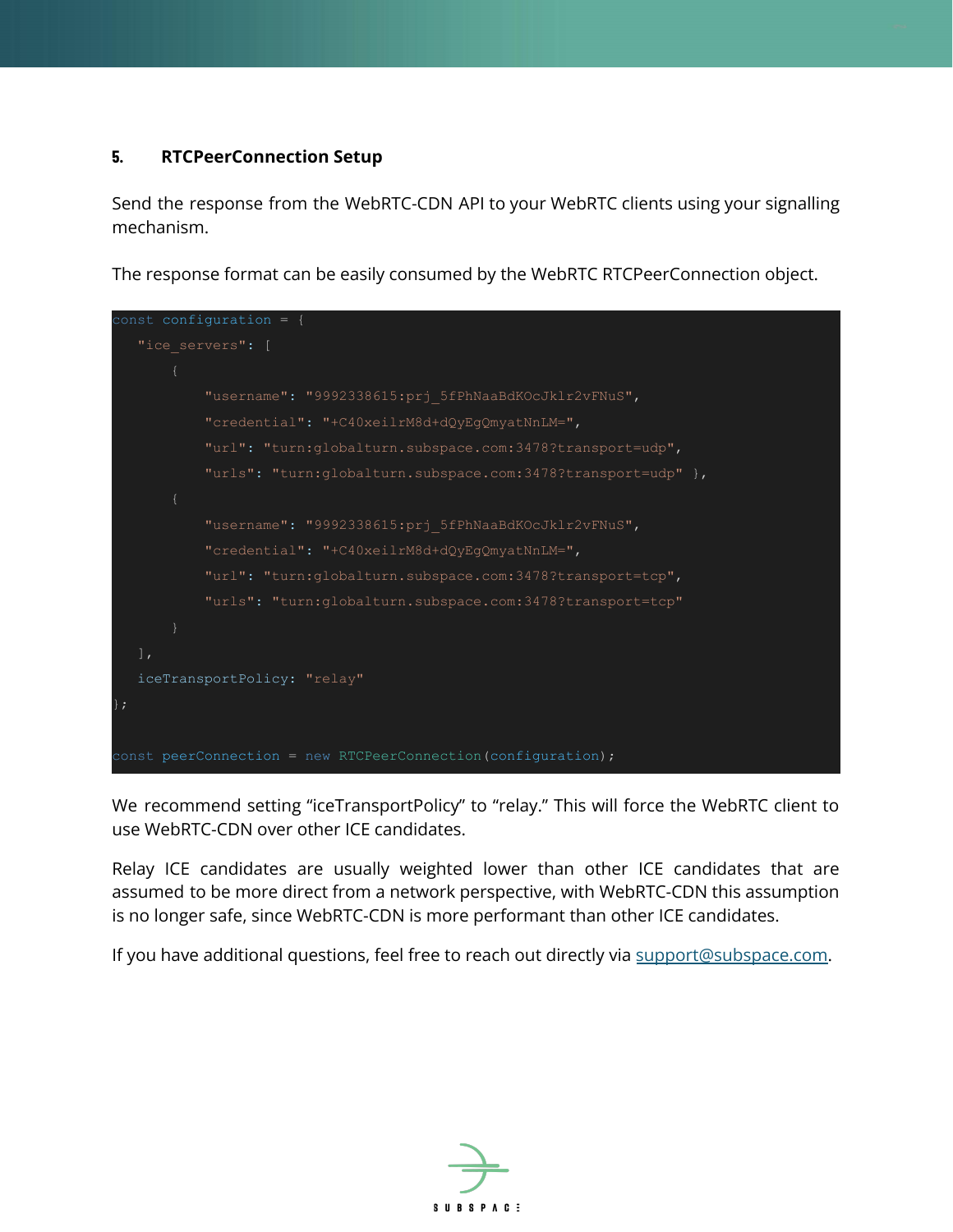## 5. RTCPeerConnection Setup

Send the response from the WebRTC-CDN API to your WebRTC clients using your signalling mechanism.

The response format can be easily consumed by the WebRTC RTCPeerConnection object.

```
const configuration = {
   "ice_servers": [
       {
           "username": "9992338615:prj_5fPhNaaBdKOcJklr2vFNuS",
           "credential": "+C40xeilrM8d+dQyEgQmyatNnLM=",
           "url": "turn:globalturn.subspace.com:3478?transport=udp",
           "urls": "turn:globalturn.subspace.com:3478?transport=udp" },
       {
           "username": "9992338615:prj_5fPhNaaBdKOcJklr2vFNuS",
           "credential": "+C40xeilrM8d+dQyEgQmyatNnLM=",
           "url": "turn:globalturn.subspace.com:3478?transport=tcp",
           "urls": "turn:globalturn.subspace.com:3478?transport=tcp"
       }
   ],
   iceTransportPolicy: "relay"
};

const peerConnection = new RTCPeerConnection(configuration);
```

We recommend setting “iceTransportPolicy” to “relay.” This will force the WebRTC client to use WebRTC-CDN over other ICE candidates.

Relay ICE candidates are usually weighted lower than other ICE candidates that are assumed to be more direct from a network perspective, with WebRTC-CDN this assumption is no longer safe, since WebRTC-CDN is more performant than other ICE candidates.

If you have additional questions, feel free to reach out directly via support@subspace.com.